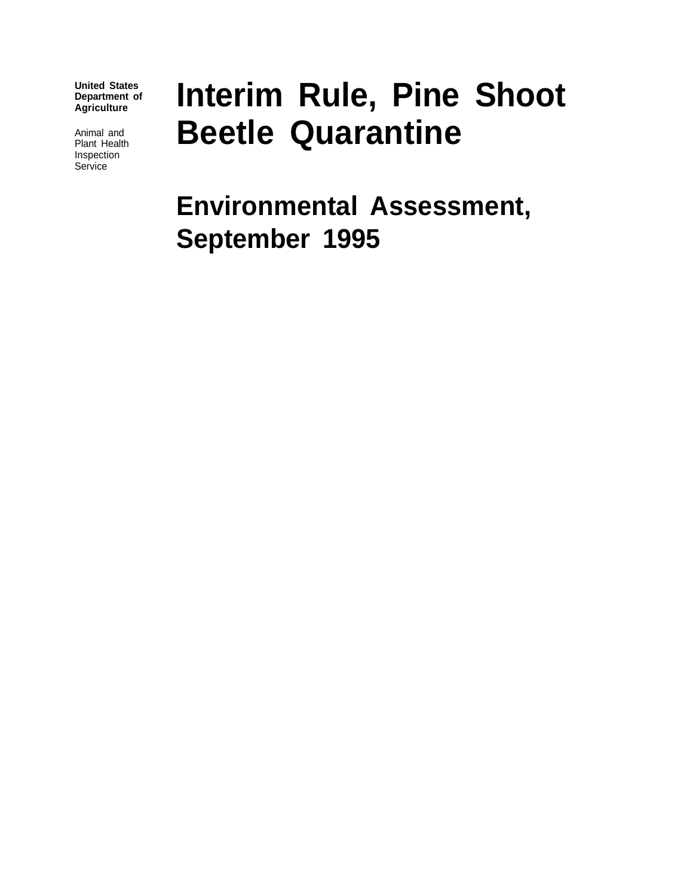**United States Department of Agriculture**

Animal and Plant Health Inspection Service

# Interim Rule, Pine Shoot Beetle Quarantine

## Environmental Assessment, September 1995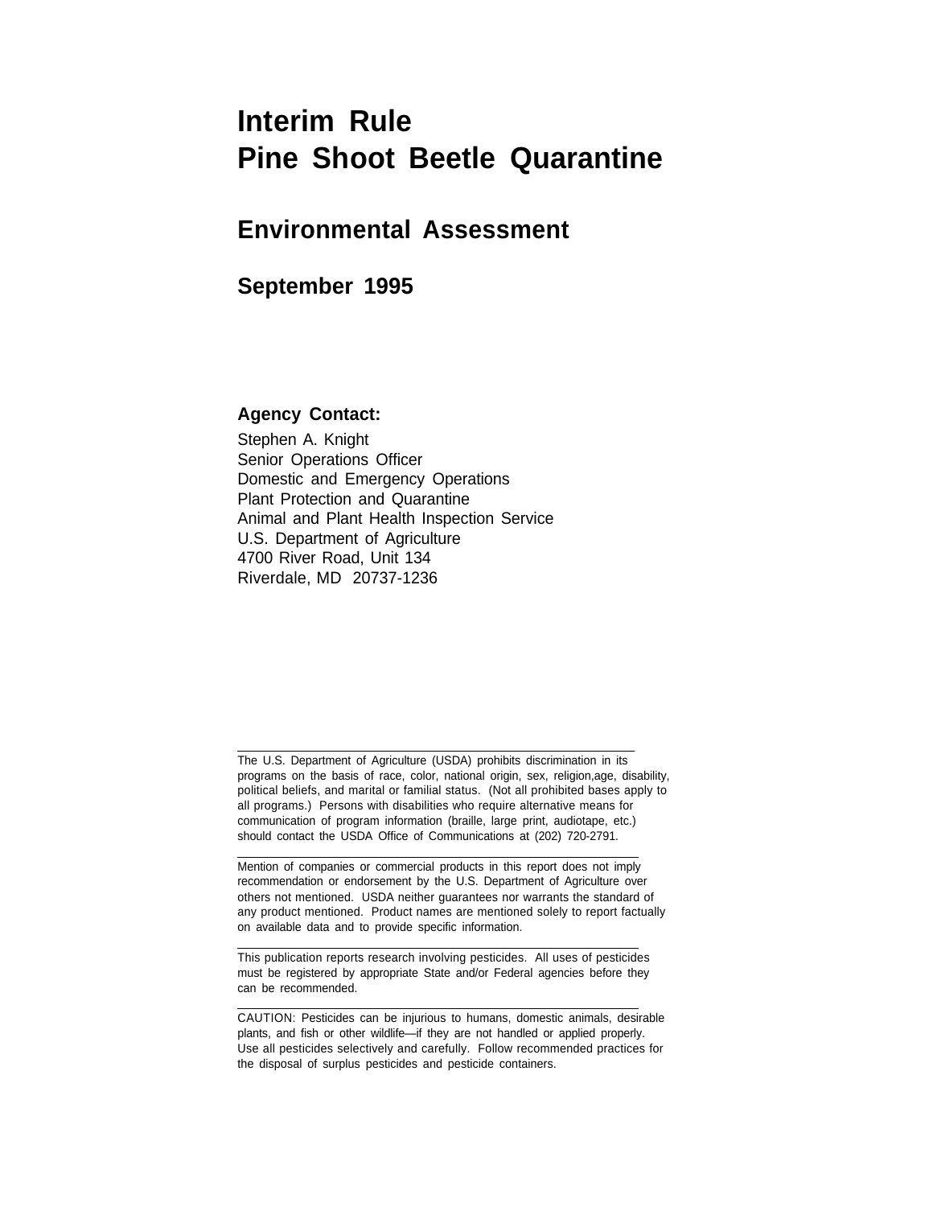# Interim Rule
# Pine Shoot Beetle Quarantine

## Environmental Assessment

## September 1995

**Agency Contact:**

Stephen A. Knight
Senior Operations Officer
Domestic and Emergency Operations
Plant Protection and Quarantine
Animal and Plant Health Inspection Service
U.S. Department of Agriculture
4700 River Road, Unit 134
Riverdale, MD 20737-1236

---

The U.S. Department of Agriculture (USDA) prohibits discrimination in its programs on the basis of race, color, national origin, sex, religion,age, disability, political beliefs, and marital or familial status. (Not all prohibited bases apply to all programs.) Persons with disabilities who require alternative means for communication of program information (braille, large print, audiotape, etc.) should contact the USDA Office of Communications at (202) 720-2791.

---

Mention of companies or commercial products in this report does not imply recommendation or endorsement by the U.S. Department of Agriculture over others not mentioned. USDA neither guarantees nor warrants the standard of any product mentioned. Product names are mentioned solely to report factually on available data and to provide specific information.

---

This publication reports research involving pesticides. All uses of pesticides must be registered by appropriate State and/or Federal agencies before they can be recommended.

---

CAUTION: Pesticides can be injurious to humans, domestic animals, desirable plants, and fish or other wildlife—if they are not handled or applied properly. Use all pesticides selectively and carefully. Follow recommended practices for the disposal of surplus pesticides and pesticide containers.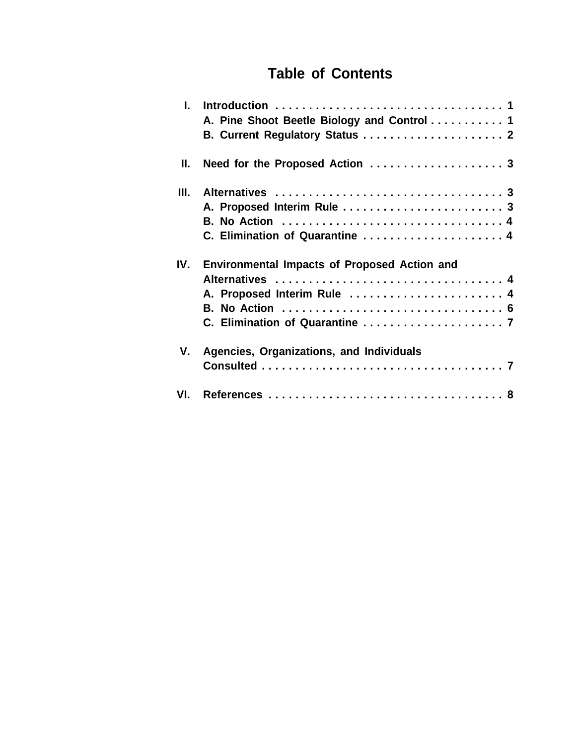# Table of Contents

I. Introduction . . . . . . . . . . . . . . . . . . . . . . . . . . . . . . . . . . 1
   A. Pine Shoot Beetle Biology and Control . . . . . . . . . . . 1
   B. Current Regulatory Status . . . . . . . . . . . . . . . . . . . . . 2

II. Need for the Proposed Action . . . . . . . . . . . . . . . . . . . . 3

III. Alternatives . . . . . . . . . . . . . . . . . . . . . . . . . . . . . . . . . . 3
   A. Proposed Interim Rule . . . . . . . . . . . . . . . . . . . . . . . . 3
   B. No Action . . . . . . . . . . . . . . . . . . . . . . . . . . . . . . . . 4
   C. Elimination of Quarantine . . . . . . . . . . . . . . . . . . . . . 4

IV. Environmental Impacts of Proposed Action and Alternatives . . . . . . . . . . . . . . . . . . . . . . . . . . . . . . . . . . 4
   A. Proposed Interim Rule . . . . . . . . . . . . . . . . . . . . . . . 4
   B. No Action . . . . . . . . . . . . . . . . . . . . . . . . . . . . . . . . . 6
   C. Elimination of Quarantine . . . . . . . . . . . . . . . . . . . . . 7

V. Agencies, Organizations, and Individuals Consulted . . . . . . . . . . . . . . . . . . . . . . . . . . . . . . . . . . . . 7

VI. References . . . . . . . . . . . . . . . . . . . . . . . . . . . . . . . . . . . 8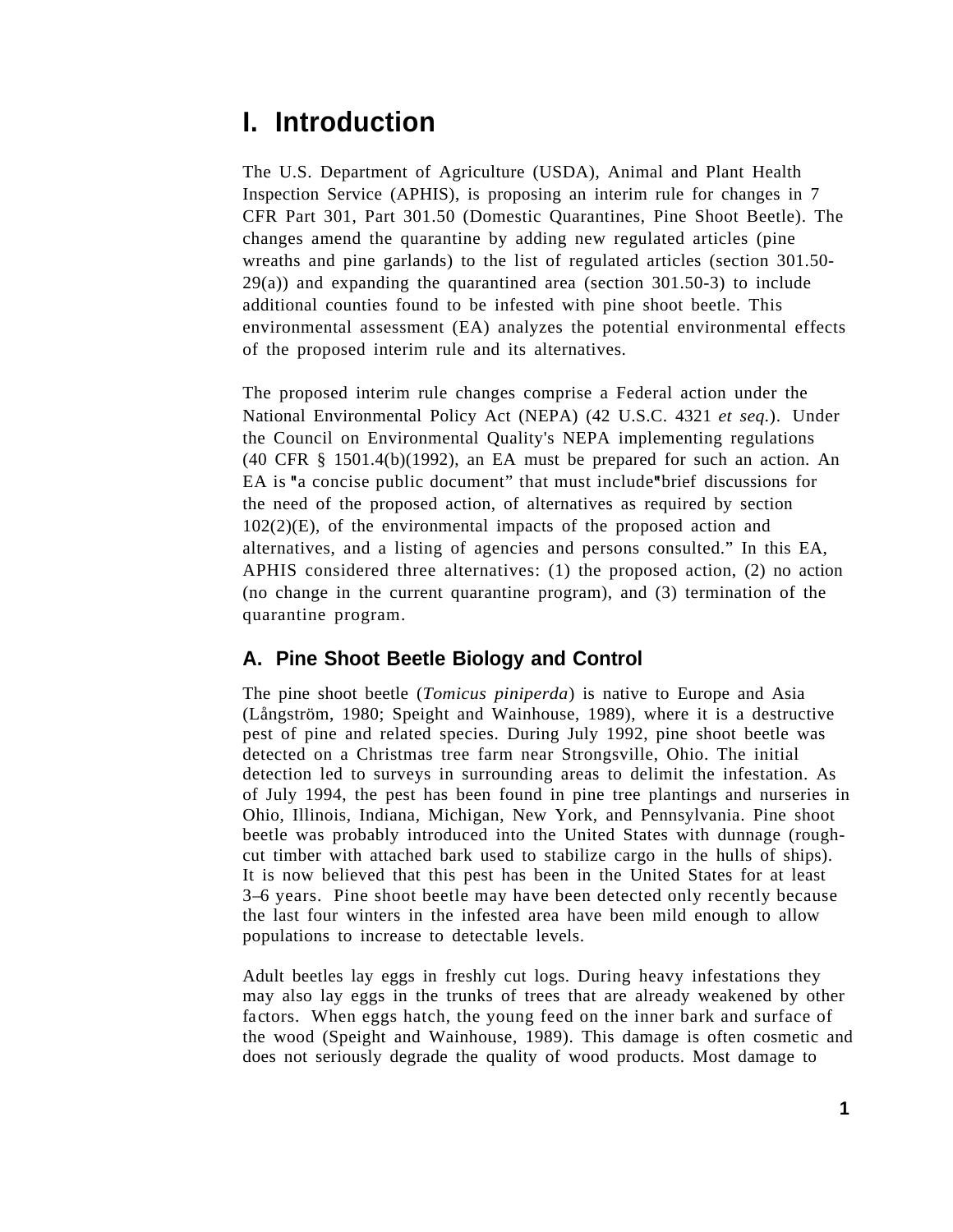# I. Introduction

The U.S. Department of Agriculture (USDA), Animal and Plant Health Inspection Service (APHIS), is proposing an interim rule for changes in 7 CFR Part 301, Part 301.50 (Domestic Quarantines, Pine Shoot Beetle). The changes amend the quarantine by adding new regulated articles (pine wreaths and pine garlands) to the list of regulated articles (section 301.50-29(a)) and expanding the quarantined area (section 301.50-3) to include additional counties found to be infested with pine shoot beetle. This environmental assessment (EA) analyzes the potential environmental effects of the proposed interim rule and its alternatives.

The proposed interim rule changes comprise a Federal action under the National Environmental Policy Act (NEPA) (42 U.S.C. 4321 *et seq.*). Under the Council on Environmental Quality's NEPA implementing regulations (40 CFR § 1501.4(b)(1992), an EA must be prepared for such an action. An EA is "a concise public document" that must include "brief discussions for the need of the proposed action, of alternatives as required by section 102(2)(E), of the environmental impacts of the proposed action and alternatives, and a listing of agencies and persons consulted." In this EA, APHIS considered three alternatives: (1) the proposed action, (2) no action (no change in the current quarantine program), and (3) termination of the quarantine program.

## A. Pine Shoot Beetle Biology and Control

The pine shoot beetle (*Tomicus piniperda*) is native to Europe and Asia (Långström, 1980; Speight and Wainhouse, 1989), where it is a destructive pest of pine and related species. During July 1992, pine shoot beetle was detected on a Christmas tree farm near Strongsville, Ohio. The initial detection led to surveys in surrounding areas to delimit the infestation. As of July 1994, the pest has been found in pine tree plantings and nurseries in Ohio, Illinois, Indiana, Michigan, New York, and Pennsylvania. Pine shoot beetle was probably introduced into the United States with dunnage (rough-cut timber with attached bark used to stabilize cargo in the hulls of ships). It is now believed that this pest has been in the United States for at least 3–6 years. Pine shoot beetle may have been detected only recently because the last four winters in the infested area have been mild enough to allow populations to increase to detectable levels.

Adult beetles lay eggs in freshly cut logs. During heavy infestations they may also lay eggs in the trunks of trees that are already weakened by other factors. When eggs hatch, the young feed on the inner bark and surface of the wood (Speight and Wainhouse, 1989). This damage is often cosmetic and does not seriously degrade the quality of wood products. Most damage to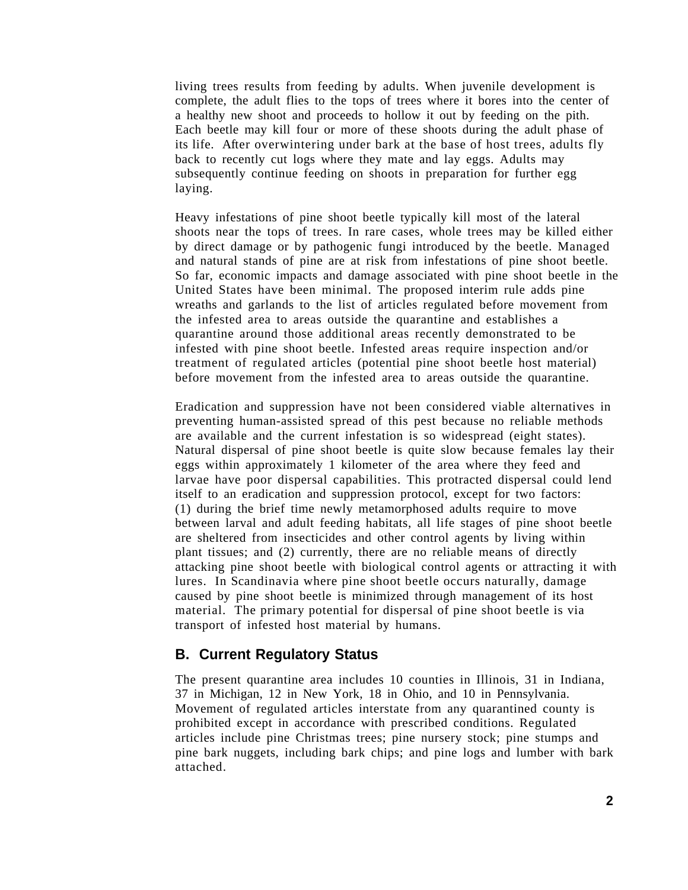living trees results from feeding by adults. When juvenile development is complete, the adult flies to the tops of trees where it bores into the center of a healthy new shoot and proceeds to hollow it out by feeding on the pith. Each beetle may kill four or more of these shoots during the adult phase of its life. After overwintering under bark at the base of host trees, adults fly back to recently cut logs where they mate and lay eggs. Adults may subsequently continue feeding on shoots in preparation for further egg laying.

Heavy infestations of pine shoot beetle typically kill most of the lateral shoots near the tops of trees. In rare cases, whole trees may be killed either by direct damage or by pathogenic fungi introduced by the beetle. Managed and natural stands of pine are at risk from infestations of pine shoot beetle. So far, economic impacts and damage associated with pine shoot beetle in the United States have been minimal. The proposed interim rule adds pine wreaths and garlands to the list of articles regulated before movement from the infested area to areas outside the quarantine and establishes a quarantine around those additional areas recently demonstrated to be infested with pine shoot beetle. Infested areas require inspection and/or treatment of regulated articles (potential pine shoot beetle host material) before movement from the infested area to areas outside the quarantine.

Eradication and suppression have not been considered viable alternatives in preventing human-assisted spread of this pest because no reliable methods are available and the current infestation is so widespread (eight states). Natural dispersal of pine shoot beetle is quite slow because females lay their eggs within approximately 1 kilometer of the area where they feed and larvae have poor dispersal capabilities. This protracted dispersal could lend itself to an eradication and suppression protocol, except for two factors: (1) during the brief time newly metamorphosed adults require to move between larval and adult feeding habitats, all life stages of pine shoot beetle are sheltered from insecticides and other control agents by living within plant tissues; and (2) currently, there are no reliable means of directly attacking pine shoot beetle with biological control agents or attracting it with lures. In Scandinavia where pine shoot beetle occurs naturally, damage caused by pine shoot beetle is minimized through management of its host material. The primary potential for dispersal of pine shoot beetle is via transport of infested host material by humans.

## B. Current Regulatory Status

The present quarantine area includes 10 counties in Illinois, 31 in Indiana, 37 in Michigan, 12 in New York, 18 in Ohio, and 10 in Pennsylvania. Movement of regulated articles interstate from any quarantined county is prohibited except in accordance with prescribed conditions. Regulated articles include pine Christmas trees; pine nursery stock; pine stumps and pine bark nuggets, including bark chips; and pine logs and lumber with bark attached.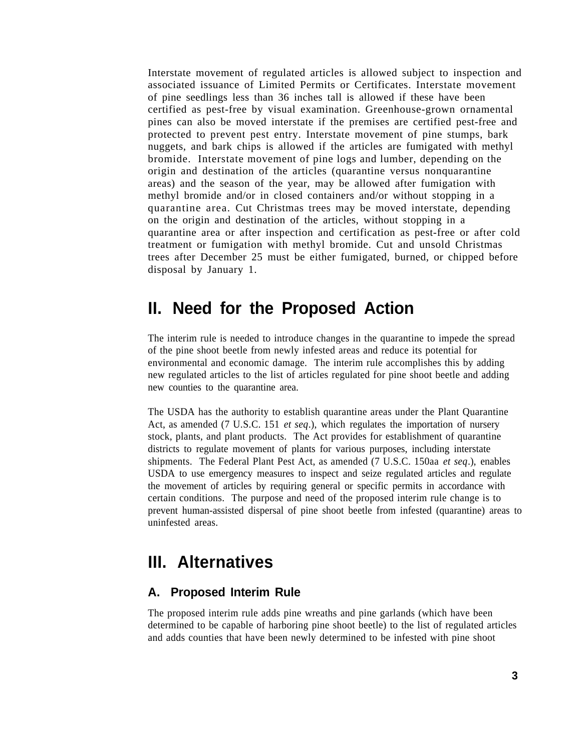Interstate movement of regulated articles is allowed subject to inspection and associated issuance of Limited Permits or Certificates. Interstate movement of pine seedlings less than 36 inches tall is allowed if these have been certified as pest-free by visual examination. Greenhouse-grown ornamental pines can also be moved interstate if the premises are certified pest-free and protected to prevent pest entry. Interstate movement of pine stumps, bark nuggets, and bark chips is allowed if the articles are fumigated with methyl bromide. Interstate movement of pine logs and lumber, depending on the origin and destination of the articles (quarantine versus nonquarantine areas) and the season of the year, may be allowed after fumigation with methyl bromide and/or in closed containers and/or without stopping in a quarantine area. Cut Christmas trees may be moved interstate, depending on the origin and destination of the articles, without stopping in a quarantine area or after inspection and certification as pest-free or after cold treatment or fumigation with methyl bromide. Cut and unsold Christmas trees after December 25 must be either fumigated, burned, or chipped before disposal by January 1.

## II. Need for the Proposed Action

The interim rule is needed to introduce changes in the quarantine to impede the spread of the pine shoot beetle from newly infested areas and reduce its potential for environmental and economic damage. The interim rule accomplishes this by adding new regulated articles to the list of articles regulated for pine shoot beetle and adding new counties to the quarantine area.

The USDA has the authority to establish quarantine areas under the Plant Quarantine Act, as amended (7 U.S.C. 151 *et seq*.), which regulates the importation of nursery stock, plants, and plant products. The Act provides for establishment of quarantine districts to regulate movement of plants for various purposes, including interstate shipments. The Federal Plant Pest Act, as amended (7 U.S.C. 150aa *et seq*.), enables USDA to use emergency measures to inspect and seize regulated articles and regulate the movement of articles by requiring general or specific permits in accordance with certain conditions. The purpose and need of the proposed interim rule change is to prevent human-assisted dispersal of pine shoot beetle from infested (quarantine) areas to uninfested areas.

## III. Alternatives

### A. Proposed Interim Rule

The proposed interim rule adds pine wreaths and pine garlands (which have been determined to be capable of harboring pine shoot beetle) to the list of regulated articles and adds counties that have been newly determined to be infested with pine shoot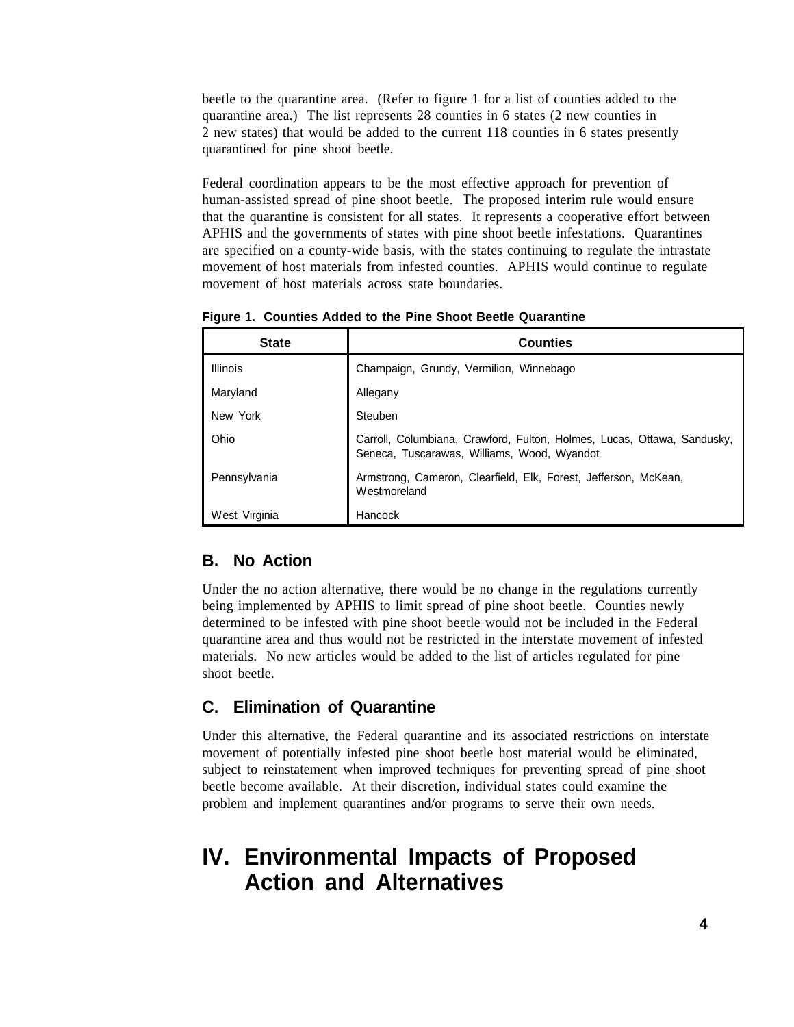beetle to the quarantine area. (Refer to figure 1 for a list of counties added to the quarantine area.) The list represents 28 counties in 6 states (2 new counties in 2 new states) that would be added to the current 118 counties in 6 states presently quarantined for pine shoot beetle.

Federal coordination appears to be the most effective approach for prevention of human-assisted spread of pine shoot beetle. The proposed interim rule would ensure that the quarantine is consistent for all states. It represents a cooperative effort between APHIS and the governments of states with pine shoot beetle infestations. Quarantines are specified on a county-wide basis, with the states continuing to regulate the intrastate movement of host materials from infested counties. APHIS would continue to regulate movement of host materials across state boundaries.

**Figure 1. Counties Added to the Pine Shoot Beetle Quarantine**

| State | Counties |
|---|---|
| Illinois | Champaign, Grundy, Vermilion, Winnebago |
| Maryland | Allegany |
| New York | Steuben |
| Ohio | Carroll, Columbiana, Crawford, Fulton, Holmes, Lucas, Ottawa, Sandusky, Seneca, Tuscarawas, Williams, Wood, Wyandot |
| Pennsylvania | Armstrong, Cameron, Clearfield, Elk, Forest, Jefferson, McKean, Westmoreland |
| West Virginia | Hancock |

## B. No Action

Under the no action alternative, there would be no change in the regulations currently being implemented by APHIS to limit spread of pine shoot beetle. Counties newly determined to be infested with pine shoot beetle would not be included in the Federal quarantine area and thus would not be restricted in the interstate movement of infested materials. No new articles would be added to the list of articles regulated for pine shoot beetle.

## C. Elimination of Quarantine

Under this alternative, the Federal quarantine and its associated restrictions on interstate movement of potentially infested pine shoot beetle host material would be eliminated, subject to reinstatement when improved techniques for preventing spread of pine shoot beetle become available. At their discretion, individual states could examine the problem and implement quarantines and/or programs to serve their own needs.

# IV. Environmental Impacts of Proposed Action and Alternatives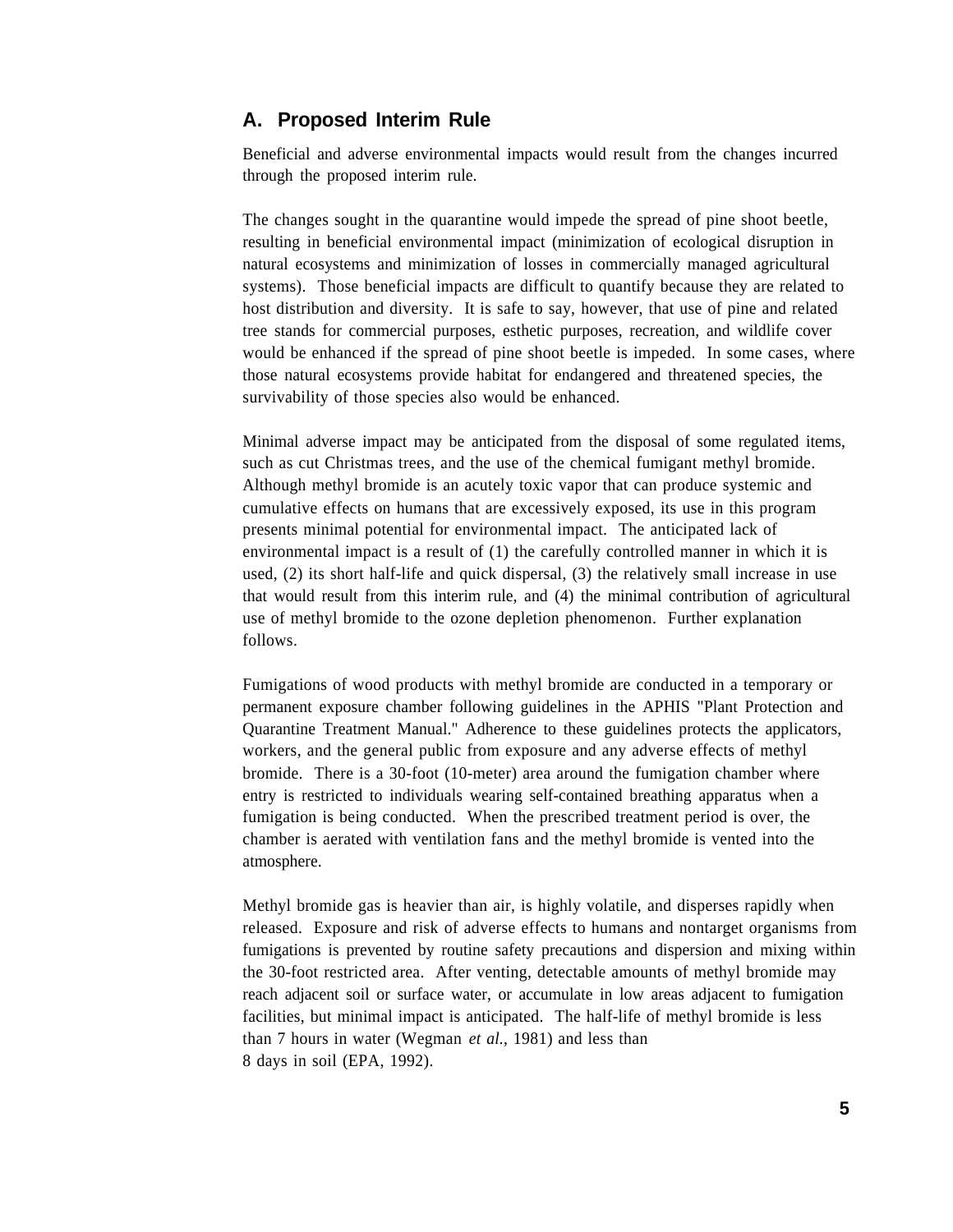## A. Proposed Interim Rule

Beneficial and adverse environmental impacts would result from the changes incurred through the proposed interim rule.

The changes sought in the quarantine would impede the spread of pine shoot beetle, resulting in beneficial environmental impact (minimization of ecological disruption in natural ecosystems and minimization of losses in commercially managed agricultural systems). Those beneficial impacts are difficult to quantify because they are related to host distribution and diversity. It is safe to say, however, that use of pine and related tree stands for commercial purposes, esthetic purposes, recreation, and wildlife cover would be enhanced if the spread of pine shoot beetle is impeded. In some cases, where those natural ecosystems provide habitat for endangered and threatened species, the survivability of those species also would be enhanced.

Minimal adverse impact may be anticipated from the disposal of some regulated items, such as cut Christmas trees, and the use of the chemical fumigant methyl bromide. Although methyl bromide is an acutely toxic vapor that can produce systemic and cumulative effects on humans that are excessively exposed, its use in this program presents minimal potential for environmental impact. The anticipated lack of environmental impact is a result of (1) the carefully controlled manner in which it is used, (2) its short half-life and quick dispersal, (3) the relatively small increase in use that would result from this interim rule, and (4) the minimal contribution of agricultural use of methyl bromide to the ozone depletion phenomenon. Further explanation follows.

Fumigations of wood products with methyl bromide are conducted in a temporary or permanent exposure chamber following guidelines in the APHIS "Plant Protection and Quarantine Treatment Manual." Adherence to these guidelines protects the applicators, workers, and the general public from exposure and any adverse effects of methyl bromide. There is a 30-foot (10-meter) area around the fumigation chamber where entry is restricted to individuals wearing self-contained breathing apparatus when a fumigation is being conducted. When the prescribed treatment period is over, the chamber is aerated with ventilation fans and the methyl bromide is vented into the atmosphere.

Methyl bromide gas is heavier than air, is highly volatile, and disperses rapidly when released. Exposure and risk of adverse effects to humans and nontarget organisms from fumigations is prevented by routine safety precautions and dispersion and mixing within the 30-foot restricted area. After venting, detectable amounts of methyl bromide may reach adjacent soil or surface water, or accumulate in low areas adjacent to fumigation facilities, but minimal impact is anticipated. The half-life of methyl bromide is less than 7 hours in water (Wegman *et al.*, 1981) and less than 8 days in soil (EPA, 1992).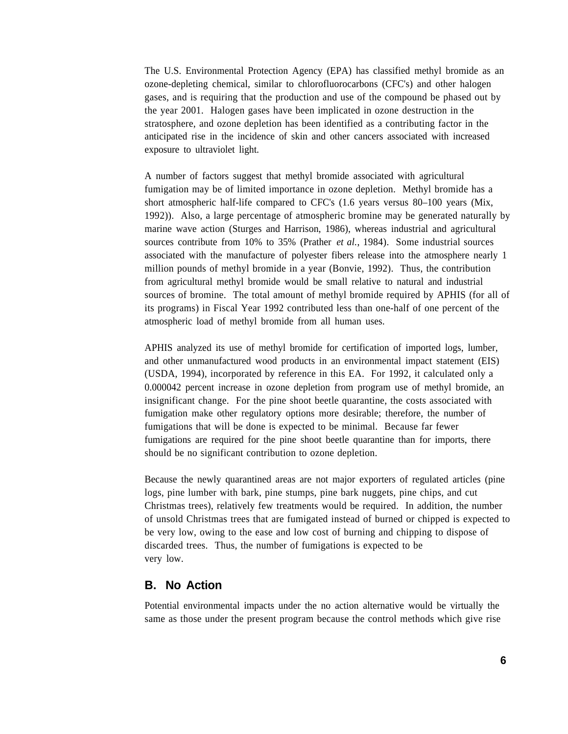The U.S. Environmental Protection Agency (EPA) has classified methyl bromide as an ozone-depleting chemical, similar to chlorofluorocarbons (CFC's) and other halogen gases, and is requiring that the production and use of the compound be phased out by the year 2001. Halogen gases have been implicated in ozone destruction in the stratosphere, and ozone depletion has been identified as a contributing factor in the anticipated rise in the incidence of skin and other cancers associated with increased exposure to ultraviolet light.

A number of factors suggest that methyl bromide associated with agricultural fumigation may be of limited importance in ozone depletion. Methyl bromide has a short atmospheric half-life compared to CFC's (1.6 years versus 80–100 years (Mix, 1992)). Also, a large percentage of atmospheric bromine may be generated naturally by marine wave action (Sturges and Harrison, 1986), whereas industrial and agricultural sources contribute from 10% to 35% (Prather *et al.*, 1984). Some industrial sources associated with the manufacture of polyester fibers release into the atmosphere nearly 1 million pounds of methyl bromide in a year (Bonvie, 1992). Thus, the contribution from agricultural methyl bromide would be small relative to natural and industrial sources of bromine. The total amount of methyl bromide required by APHIS (for all of its programs) in Fiscal Year 1992 contributed less than one-half of one percent of the atmospheric load of methyl bromide from all human uses.

APHIS analyzed its use of methyl bromide for certification of imported logs, lumber, and other unmanufactured wood products in an environmental impact statement (EIS) (USDA, 1994), incorporated by reference in this EA. For 1992, it calculated only a 0.000042 percent increase in ozone depletion from program use of methyl bromide, an insignificant change. For the pine shoot beetle quarantine, the costs associated with fumigation make other regulatory options more desirable; therefore, the number of fumigations that will be done is expected to be minimal. Because far fewer fumigations are required for the pine shoot beetle quarantine than for imports, there should be no significant contribution to ozone depletion.

Because the newly quarantined areas are not major exporters of regulated articles (pine logs, pine lumber with bark, pine stumps, pine bark nuggets, pine chips, and cut Christmas trees), relatively few treatments would be required. In addition, the number of unsold Christmas trees that are fumigated instead of burned or chipped is expected to be very low, owing to the ease and low cost of burning and chipping to dispose of discarded trees. Thus, the number of fumigations is expected to be very low.

## B. No Action

Potential environmental impacts under the no action alternative would be virtually the same as those under the present program because the control methods which give rise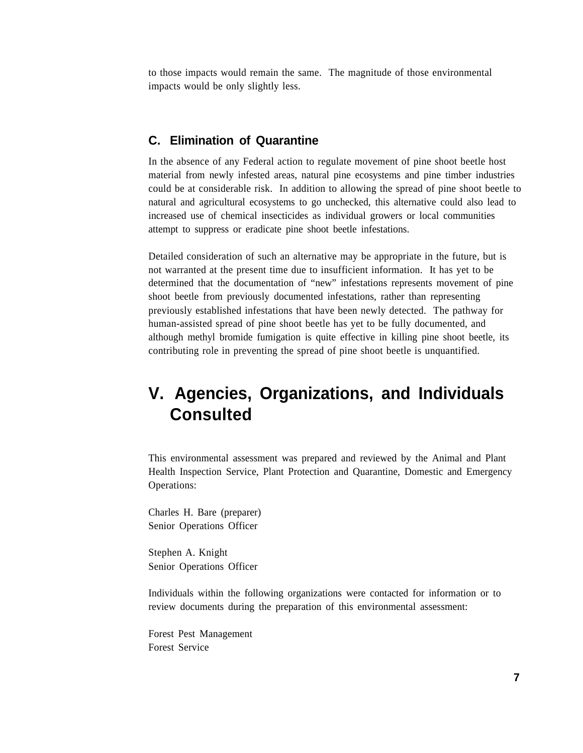to those impacts would remain the same. The magnitude of those environmental impacts would be only slightly less.

### C. Elimination of Quarantine

In the absence of any Federal action to regulate movement of pine shoot beetle host material from newly infested areas, natural pine ecosystems and pine timber industries could be at considerable risk. In addition to allowing the spread of pine shoot beetle to natural and agricultural ecosystems to go unchecked, this alternative could also lead to increased use of chemical insecticides as individual growers or local communities attempt to suppress or eradicate pine shoot beetle infestations.

Detailed consideration of such an alternative may be appropriate in the future, but is not warranted at the present time due to insufficient information. It has yet to be determined that the documentation of "new" infestations represents movement of pine shoot beetle from previously documented infestations, rather than representing previously established infestations that have been newly detected. The pathway for human-assisted spread of pine shoot beetle has yet to be fully documented, and although methyl bromide fumigation is quite effective in killing pine shoot beetle, its contributing role in preventing the spread of pine shoot beetle is unquantified.

## V. Agencies, Organizations, and Individuals Consulted

This environmental assessment was prepared and reviewed by the Animal and Plant Health Inspection Service, Plant Protection and Quarantine, Domestic and Emergency Operations:

Charles H. Bare (preparer)
Senior Operations Officer

Stephen A. Knight
Senior Operations Officer

Individuals within the following organizations were contacted for information or to review documents during the preparation of this environmental assessment:

Forest Pest Management
Forest Service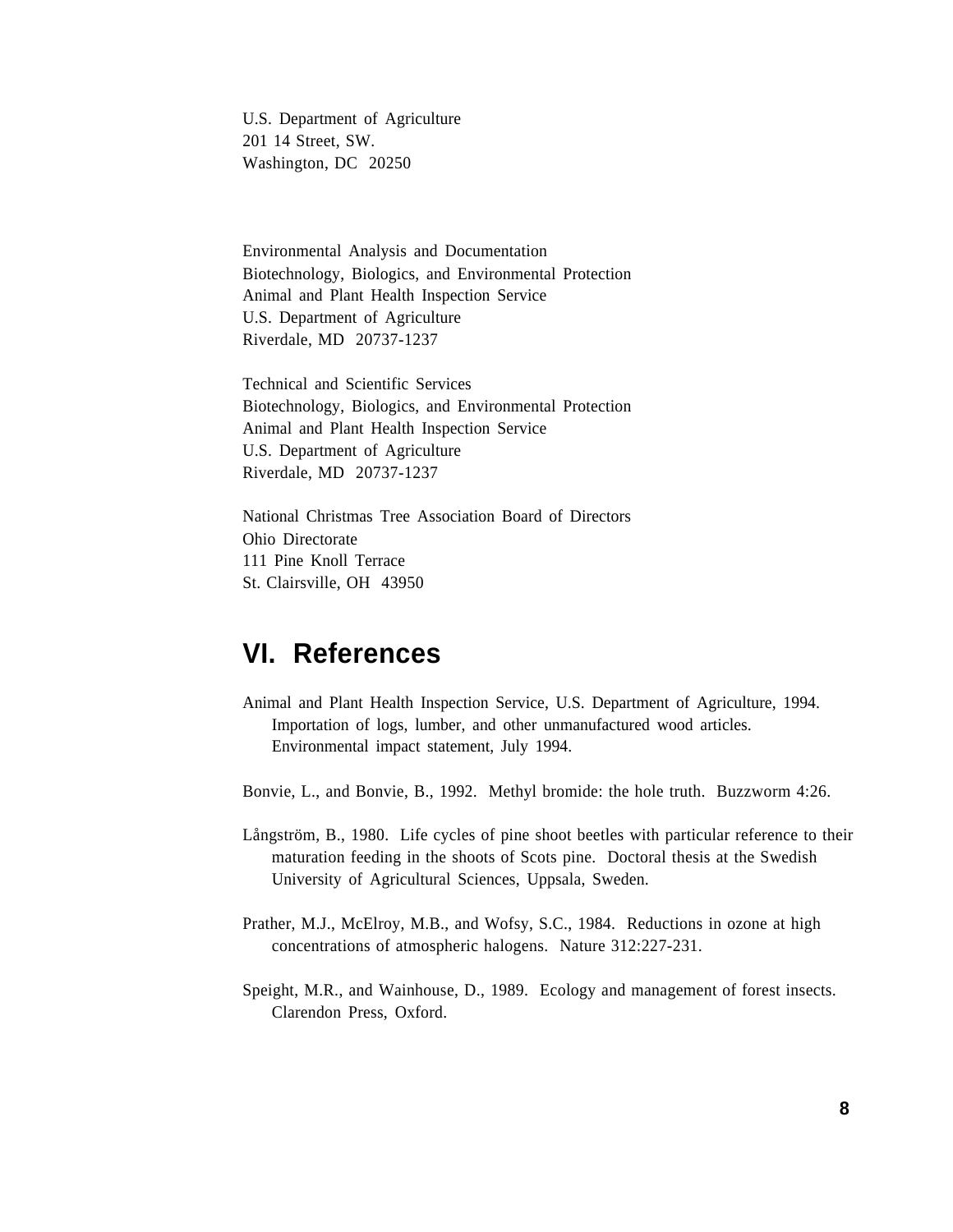U.S. Department of Agriculture
201 14 Street, SW.
Washington, DC 20250

Environmental Analysis and Documentation
Biotechnology, Biologics, and Environmental Protection
Animal and Plant Health Inspection Service
U.S. Department of Agriculture
Riverdale, MD 20737-1237

Technical and Scientific Services
Biotechnology, Biologics, and Environmental Protection
Animal and Plant Health Inspection Service
U.S. Department of Agriculture
Riverdale, MD 20737-1237

National Christmas Tree Association Board of Directors
Ohio Directorate
111 Pine Knoll Terrace
St. Clairsville, OH 43950

## VI. References

Animal and Plant Health Inspection Service, U.S. Department of Agriculture, 1994. Importation of logs, lumber, and other unmanufactured wood articles. Environmental impact statement, July 1994.

Bonvie, L., and Bonvie, B., 1992. Methyl bromide: the hole truth. Buzzworm 4:26.

Långström, B., 1980. Life cycles of pine shoot beetles with particular reference to their maturation feeding in the shoots of Scots pine. Doctoral thesis at the Swedish University of Agricultural Sciences, Uppsala, Sweden.

Prather, M.J., McElroy, M.B., and Wofsy, S.C., 1984. Reductions in ozone at high concentrations of atmospheric halogens. Nature 312:227-231.

Speight, M.R., and Wainhouse, D., 1989. Ecology and management of forest insects. Clarendon Press, Oxford.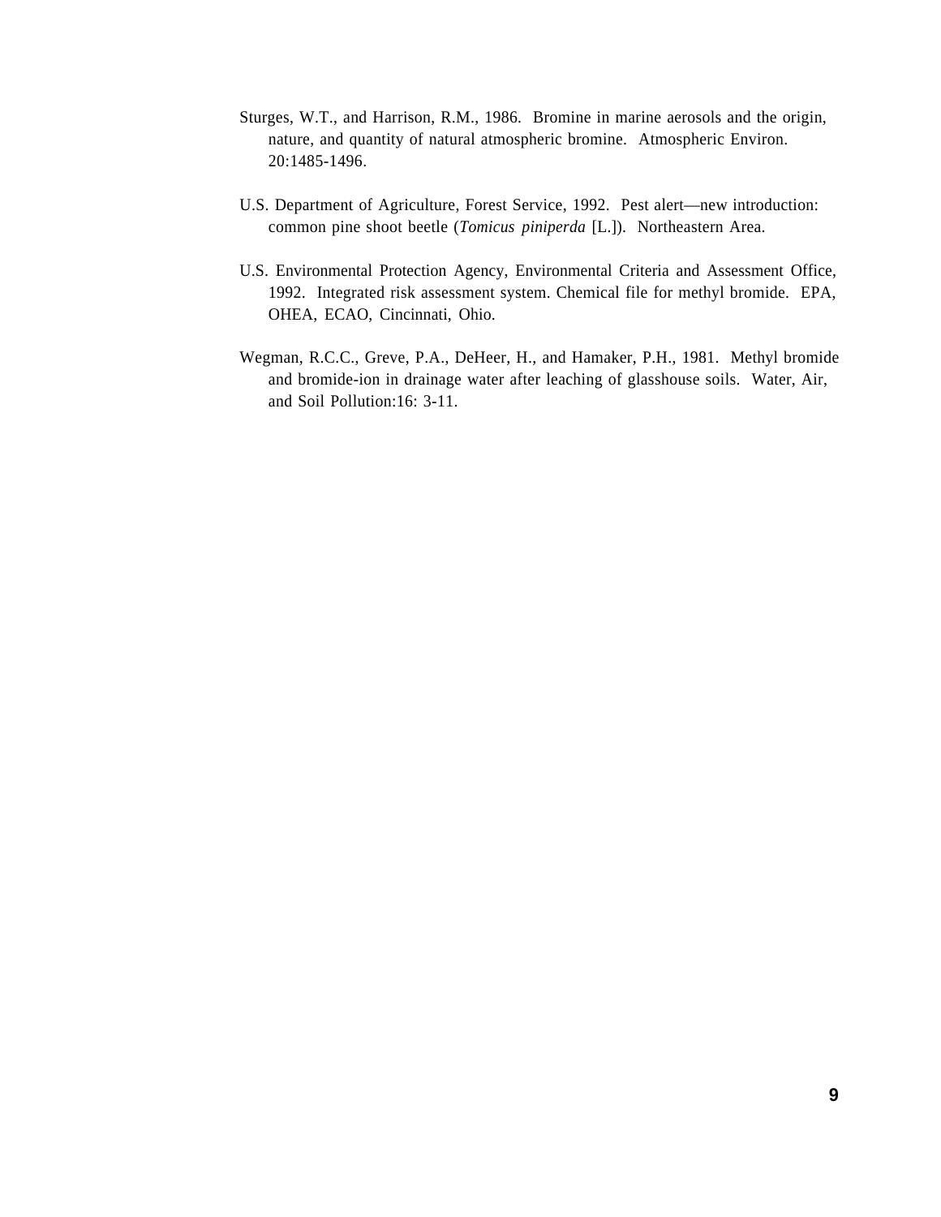Sturges, W.T., and Harrison, R.M., 1986. Bromine in marine aerosols and the origin, nature, and quantity of natural atmospheric bromine. Atmospheric Environ. 20:1485-1496.

U.S. Department of Agriculture, Forest Service, 1992. Pest alert—new introduction: common pine shoot beetle (*Tomicus piniperda* [L.]). Northeastern Area.

U.S. Environmental Protection Agency, Environmental Criteria and Assessment Office, 1992. Integrated risk assessment system. Chemical file for methyl bromide. EPA, OHEA, ECAO, Cincinnati, Ohio.

Wegman, R.C.C., Greve, P.A., DeHeer, H., and Hamaker, P.H., 1981. Methyl bromide and bromide-ion in drainage water after leaching of glasshouse soils. Water, Air, and Soil Pollution:16: 3-11.